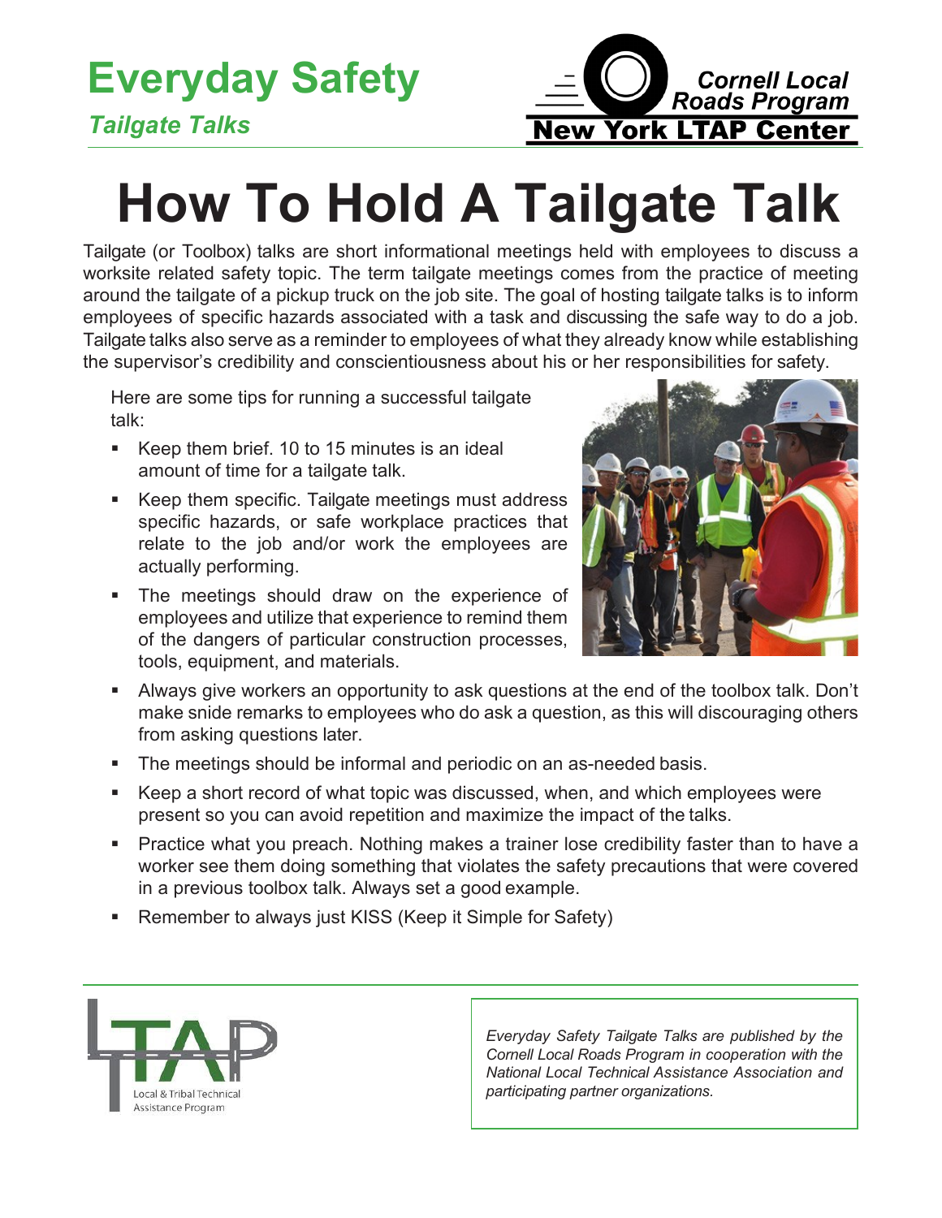**Everyday Safety**

*Tailgate Talks*

Cornell Local Roads Program
New York LTAP Center

# How To Hold A Tailgate Talk

Tailgate (or Toolbox) talks are short informational meetings held with employees to discuss a worksite related safety topic. The term tailgate meetings comes from the practice of meeting around the tailgate of a pickup truck on the job site. The goal of hosting tailgate talks is to inform employees of specific hazards associated with a task and discussing the safe way to do a job. Tailgate talks also serve as a reminder to employees of what they already know while establishing the supervisor's credibility and conscientiousness about his or her responsibilities for safety.

Here are some tips for running a successful tailgate talk:

- Keep them brief. 10 to 15 minutes is an ideal amount of time for a tailgate talk.
- Keep them specific. Tailgate meetings must address specific hazards, or safe workplace practices that relate to the job and/or work the employees are actually performing.
- The meetings should draw on the experience of employees and utilize that experience to remind them of the dangers of particular construction processes, tools, equipment, and materials.
- Always give workers an opportunity to ask questions at the end of the toolbox talk. Don't make snide remarks to employees who do ask a question, as this will discouraging others from asking questions later.
- The meetings should be informal and periodic on an as-needed basis.
- Keep a short record of what topic was discussed, when, and which employees were present so you can avoid repetition and maximize the impact of the talks.
- Practice what you preach. Nothing makes a trainer lose credibility faster than to have a worker see them doing something that violates the safety precautions that were covered in a previous toolbox talk. Always set a good example.
- Remember to always just KISS (Keep it Simple for Safety)

LTAP
Local & Tribal Technical Assistance Program

*Everyday Safety Tailgate Talks are published by the Cornell Local Roads Program in cooperation with the National Local Technical Assistance Association and participating partner organizations.*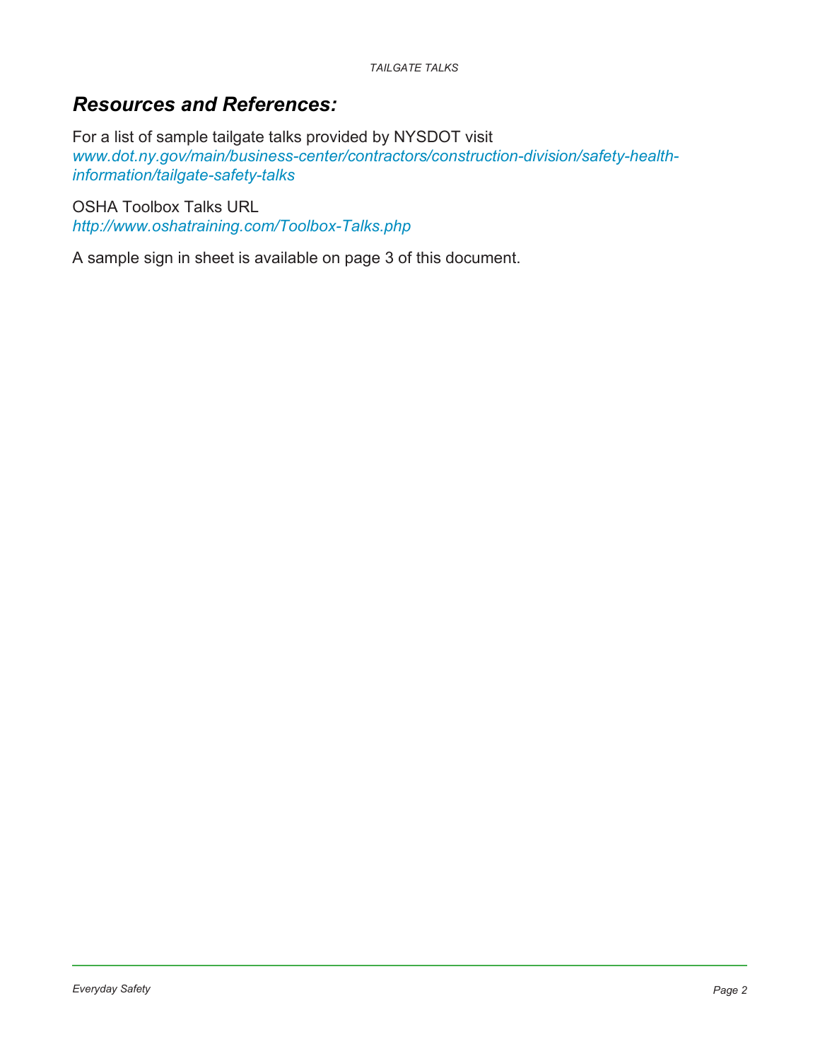## *Resources and References:*

For a list of sample tailgate talks provided by NYSDOT visit
*www.dot.ny.gov/main/business-center/contractors/construction-division/safety-health-information/tailgate-safety-talks*

OSHA Toolbox Talks URL
*http://www.oshatraining.com/Toolbox-Talks.php*

A sample sign in sheet is available on page 3 of this document.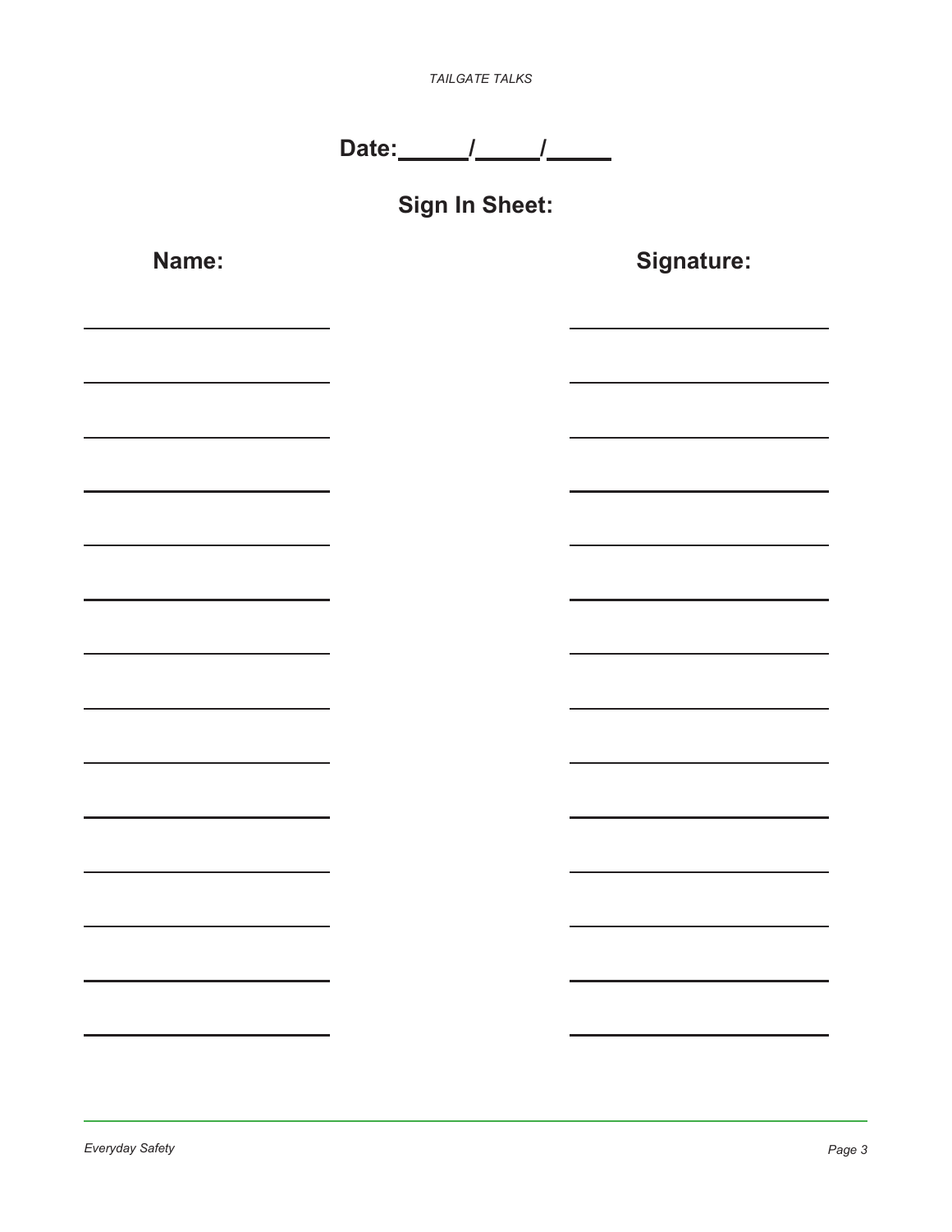**Date:\_\_\_\_\_/\_\_\_\_\_/\_\_\_\_\_**

**Sign In Sheet:**

| Name: | Signature: |
| --- | --- |
| | |
| | |
| | |
| | |
| | |
| | |
| | |
| | |
| | |
| | |
| | |
| | |
| | |
| | |